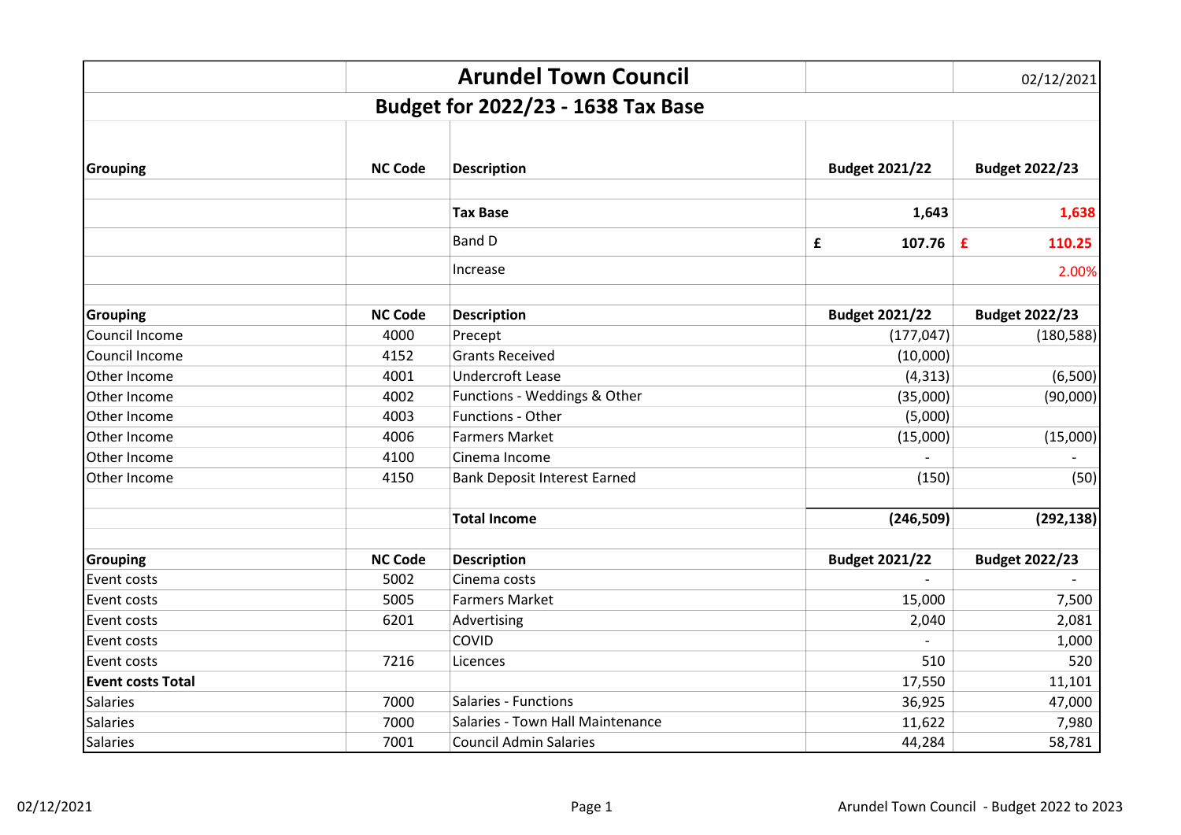# Arundel Town Council

02/12/2021

## Budget for 2022/23 - 1638 Tax Base

| Grouping | NC Code | Description | Budget 2021/22 | Budget 2022/23 |
|---|---|---|---|---|
| | | **Tax Base** | **1,643** | **1,638** |
| | | Band D | **£ 107.76** | **£ 110.25** |
| | | Increase | | 2.00% |

| Grouping | NC Code | Description | Budget 2021/22 | Budget 2022/23 |
|---|---|---|---|---|
| Council Income | 4000 | Precept | (177,047) | (180,588) |
| Council Income | 4152 | Grants Received | (10,000) | |
| Other Income | 4001 | Undercroft Lease | (4,313) | (6,500) |
| Other Income | 4002 | Functions - Weddings & Other | (35,000) | (90,000) |
| Other Income | 4003 | Functions - Other | (5,000) | |
| Other Income | 4006 | Farmers Market | (15,000) | (15,000) |
| Other Income | 4100 | Cinema Income | - | - |
| Other Income | 4150 | Bank Deposit Interest Earned | (150) | (50) |
| | | **Total Income** | **(246,509)** | **(292,138)** |

| Grouping | NC Code | Description | Budget 2021/22 | Budget 2022/23 |
|---|---|---|---|---|
| Event costs | 5002 | Cinema costs | - | - |
| Event costs | 5005 | Farmers Market | 15,000 | 7,500 |
| Event costs | 6201 | Advertising | 2,040 | 2,081 |
| Event costs | | COVID | - | 1,000 |
| Event costs | 7216 | Licences | 510 | 520 |
| **Event costs Total** | | | 17,550 | 11,101 |
| Salaries | 7000 | Salaries - Functions | 36,925 | 47,000 |
| Salaries | 7000 | Salaries - Town Hall Maintenance | 11,622 | 7,980 |
| Salaries | 7001 | Council Admin Salaries | 44,284 | 58,781 |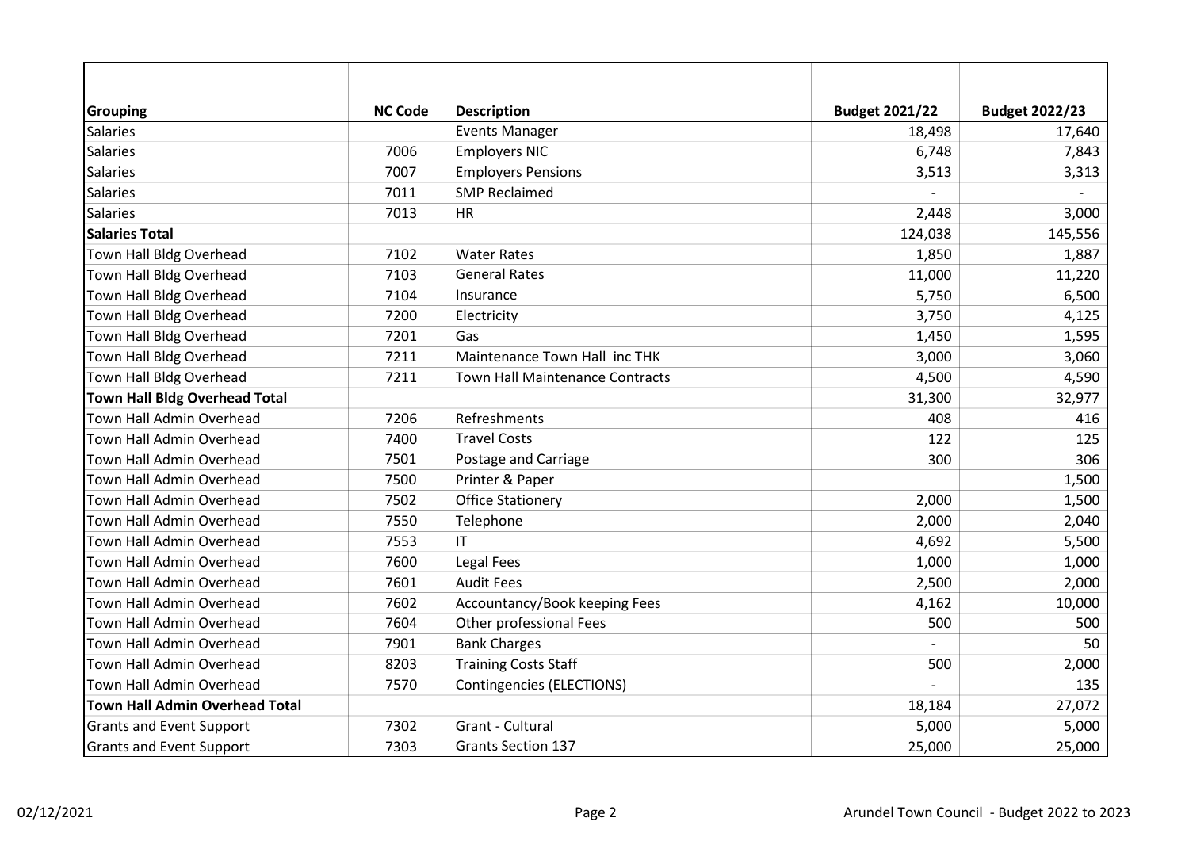| Grouping | NC Code | Description | Budget 2021/22 | Budget 2022/23 |
|---|---|---|---|---|
| Salaries | | Events Manager | 18,498 | 17,640 |
| Salaries | 7006 | Employers NIC | 6,748 | 7,843 |
| Salaries | 7007 | Employers Pensions | 3,513 | 3,313 |
| Salaries | 7011 | SMP Reclaimed | - | - |
| Salaries | 7013 | HR | 2,448 | 3,000 |
| **Salaries Total** | | | 124,038 | 145,556 |
| Town Hall Bldg Overhead | 7102 | Water Rates | 1,850 | 1,887 |
| Town Hall Bldg Overhead | 7103 | General Rates | 11,000 | 11,220 |
| Town Hall Bldg Overhead | 7104 | Insurance | 5,750 | 6,500 |
| Town Hall Bldg Overhead | 7200 | Electricity | 3,750 | 4,125 |
| Town Hall Bldg Overhead | 7201 | Gas | 1,450 | 1,595 |
| Town Hall Bldg Overhead | 7211 | Maintenance Town Hall inc THK | 3,000 | 3,060 |
| Town Hall Bldg Overhead | 7211 | Town Hall Maintenance Contracts | 4,500 | 4,590 |
| **Town Hall Bldg Overhead Total** | | | 31,300 | 32,977 |
| Town Hall Admin Overhead | 7206 | Refreshments | 408 | 416 |
| Town Hall Admin Overhead | 7400 | Travel Costs | 122 | 125 |
| Town Hall Admin Overhead | 7501 | Postage and Carriage | 300 | 306 |
| Town Hall Admin Overhead | 7500 | Printer & Paper | | 1,500 |
| Town Hall Admin Overhead | 7502 | Office Stationery | 2,000 | 1,500 |
| Town Hall Admin Overhead | 7550 | Telephone | 2,000 | 2,040 |
| Town Hall Admin Overhead | 7553 | IT | 4,692 | 5,500 |
| Town Hall Admin Overhead | 7600 | Legal Fees | 1,000 | 1,000 |
| Town Hall Admin Overhead | 7601 | Audit Fees | 2,500 | 2,000 |
| Town Hall Admin Overhead | 7602 | Accountancy/Book keeping Fees | 4,162 | 10,000 |
| Town Hall Admin Overhead | 7604 | Other professional Fees | 500 | 500 |
| Town Hall Admin Overhead | 7901 | Bank Charges | - | 50 |
| Town Hall Admin Overhead | 8203 | Training Costs Staff | 500 | 2,000 |
| Town Hall Admin Overhead | 7570 | Contingencies (ELECTIONS) | - | 135 |
| **Town Hall Admin Overhead Total** | | | 18,184 | 27,072 |
| Grants and Event Support | 7302 | Grant - Cultural | 5,000 | 5,000 |
| Grants and Event Support | 7303 | Grants Section 137 | 25,000 | 25,000 |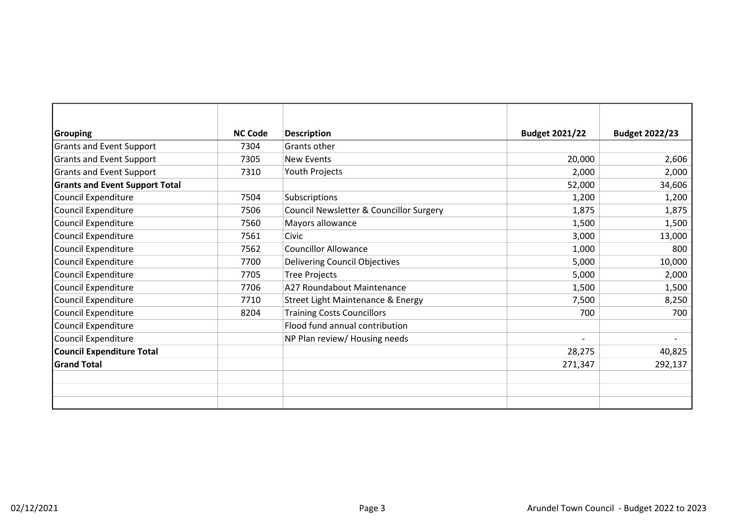| Grouping | NC Code | Description | Budget 2021/22 | Budget 2022/23 |
|---|---|---|---|---|
| Grants and Event Support | 7304 | Grants other | | |
| Grants and Event Support | 7305 | New Events | 20,000 | 2,606 |
| Grants and Event Support | 7310 | Youth Projects | 2,000 | 2,000 |
| **Grants and Event Support Total** | | | 52,000 | 34,606 |
| Council Expenditure | 7504 | Subscriptions | 1,200 | 1,200 |
| Council Expenditure | 7506 | Council Newsletter & Councillor Surgery | 1,875 | 1,875 |
| Council Expenditure | 7560 | Mayors allowance | 1,500 | 1,500 |
| Council Expenditure | 7561 | Civic | 3,000 | 13,000 |
| Council Expenditure | 7562 | Councillor Allowance | 1,000 | 800 |
| Council Expenditure | 7700 | Delivering Council Objectives | 5,000 | 10,000 |
| Council Expenditure | 7705 | Tree Projects | 5,000 | 2,000 |
| Council Expenditure | 7706 | A27 Roundabout Maintenance | 1,500 | 1,500 |
| Council Expenditure | 7710 | Street Light Maintenance & Energy | 7,500 | 8,250 |
| Council Expenditure | 8204 | Training Costs Councillors | 700 | 700 |
| Council Expenditure | | Flood fund annual contribution | | |
| Council Expenditure | | NP Plan review/ Housing needs | - | - |
| **Council Expenditure Total** | | | 28,275 | 40,825 |
| **Grand Total** | | | 271,347 | 292,137 |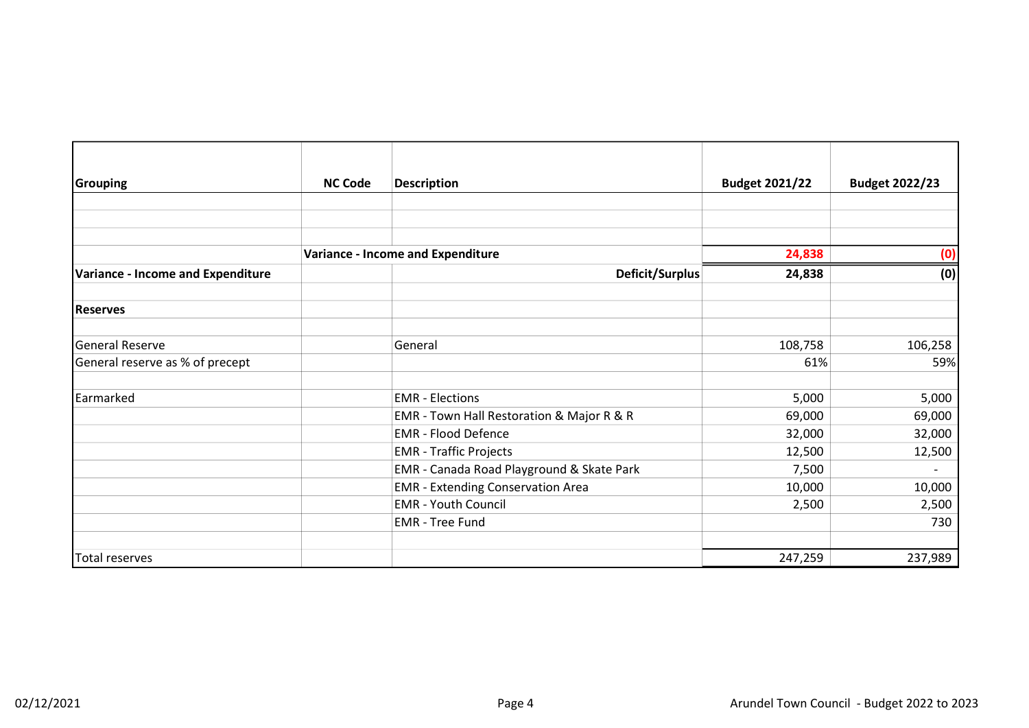| Grouping | NC Code | Description | Budget 2021/22 | Budget 2022/23 |
|---|---|---|---|---|
| | | | | |
| | | | | |
| | | | | |
| | Variance - Income and Expenditure | | **24,838** | **(0)** |
| **Variance - Income and Expenditure** | | **Deficit/Surplus** | **24,838** | **(0)** |
| | | | | |
| **Reserves** | | | | |
| | | | | |
| General Reserve | | General | 108,758 | 106,258 |
| General reserve as % of precept | | | 61% | 59% |
| | | | | |
| Earmarked | | EMR - Elections | 5,000 | 5,000 |
| | | EMR - Town Hall Restoration & Major R & R | 69,000 | 69,000 |
| | | EMR - Flood Defence | 32,000 | 32,000 |
| | | EMR - Traffic Projects | 12,500 | 12,500 |
| | | EMR - Canada Road Playground & Skate Park | 7,500 | - |
| | | EMR - Extending Conservation Area | 10,000 | 10,000 |
| | | EMR - Youth Council | 2,500 | 2,500 |
| | | EMR - Tree Fund | | 730 |
| | | | | |
| Total reserves | | | 247,259 | 237,989 |